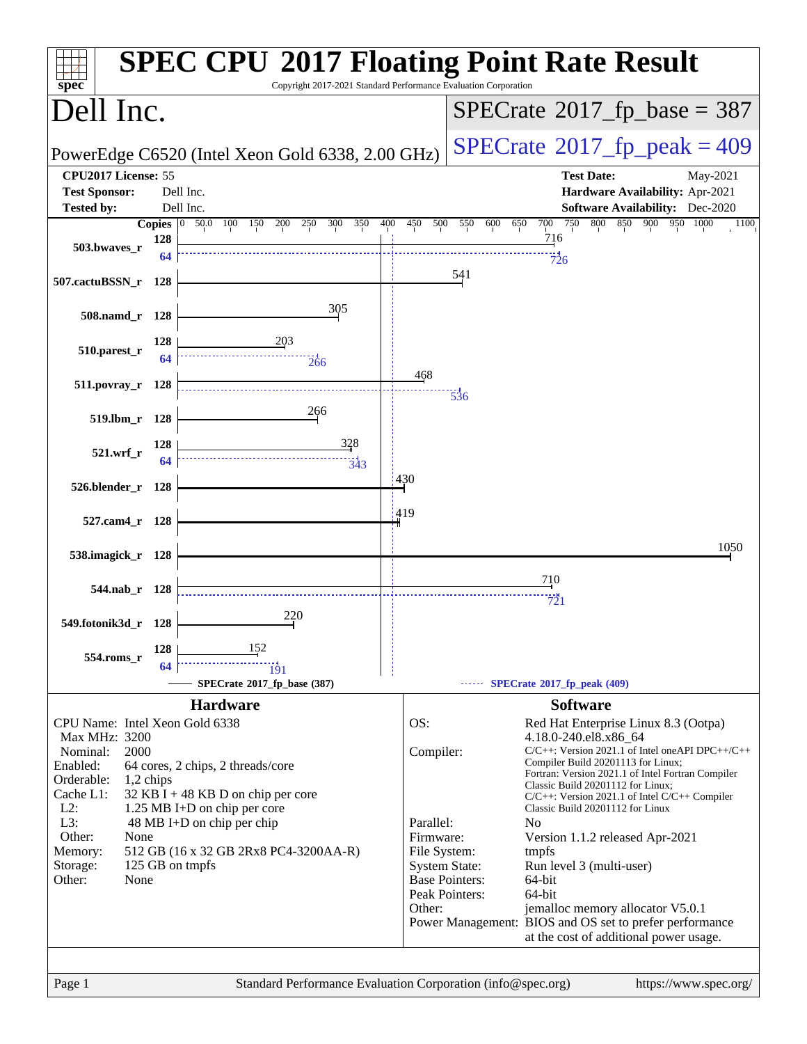# SPEC CPU 2017 Floating Point Rate Result

Copyright 2017-2021 Standard Performance Evaluation Corporation

## Dell Inc.

PowerEdge C6520 (Intel Xeon Gold 6338, 2.00 GHz)

**SPECrate 2017_fp_base = 387**

**SPECrate 2017_fp_peak = 409**

| | | | |
|---|---|---|---|
| **CPU2017 License:** | 55 | **Test Date:** | May-2021 |
| **Test Sponsor:** | Dell Inc. | **Hardware Availability:** | Apr-2021 |
| **Tested by:** | Dell Inc. | **Software Availability:** | Dec-2020 |

| Benchmark | Copies | Base | Peak Copies | Peak |
|---|---|---|---|---|
| 503.bwaves_r | 128 | 716 | 64 | 726 |
| 507.cactuBSSN_r | 128 | 541 | | |
| 508.namd_r | 128 | 305 | | |
| 510.parest_r | 128 | 203 | 64 | 266 |
| 511.povray_r | 128 | 468 | 128 | 536 |
| 519.lbm_r | 128 | 266 | | |
| 521.wrf_r | 128 | 328 | 64 | 343 |
| 526.blender_r | 128 | 430 | | |
| 527.cam4_r | 128 | 419 | | |
| 538.imagick_r | 128 | 1050 | | |
| 544.nab_r | 128 | 710 | 128 | 721 |
| 549.fotonik3d_r | 128 | 220 | | |
| 554.roms_r | 128 | 152 | 64 | 191 |

SPECrate 2017_fp_base (387) — SPECrate 2017_fp_peak (409)

### Hardware

| | |
|---|---|
| CPU Name: | Intel Xeon Gold 6338 |
| Max MHz: | 3200 |
| Nominal: | 2000 |
| Enabled: | 64 cores, 2 chips, 2 threads/core |
| Orderable: | 1,2 chips |
| Cache L1: | 32 KB I + 48 KB D on chip per core |
| L2: | 1.25 MB I+D on chip per core |
| L3: | 48 MB I+D on chip per chip |
| Other: | None |
| Memory: | 512 GB (16 x 32 GB 2Rx8 PC4-3200AA-R) |
| Storage: | 125 GB on tmpfs |
| Other: | None |

### Software

| | |
|---|---|
| OS: | Red Hat Enterprise Linux 8.3 (Ootpa) 4.18.0-240.el8.x86_64 |
| Compiler: | C/C++: Version 2021.1 of Intel oneAPI DPC++/C++ Compiler Build 20201113 for Linux; Fortran: Version 2021.1 of Intel Fortran Compiler Classic Build 20201112 for Linux; C/C++: Version 2021.1 of Intel C/C++ Compiler Classic Build 20201112 for Linux |
| Parallel: | No |
| Firmware: | Version 1.1.2 released Apr-2021 |
| File System: | tmpfs |
| System State: | Run level 3 (multi-user) |
| Base Pointers: | 64-bit |
| Peak Pointers: | 64-bit |
| Other: | jemalloc memory allocator V5.0.1 |
| Power Management: | BIOS and OS set to prefer performance at the cost of additional power usage. |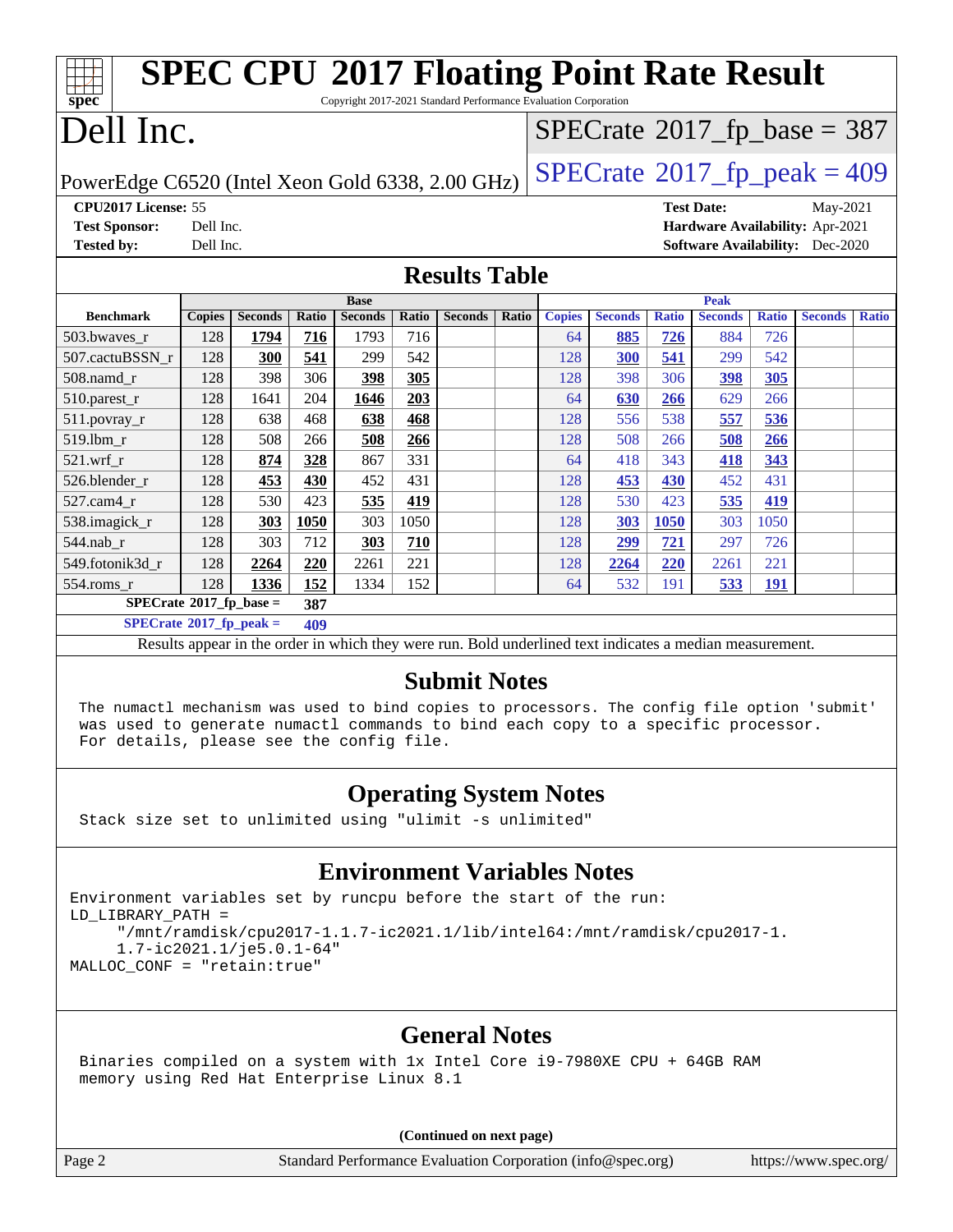# SPEC CPU 2017 Floating Point Rate Result

Copyright 2017-2021 Standard Performance Evaluation Corporation

# Dell Inc.

PowerEdge C6520 (Intel Xeon Gold 6338, 2.00 GHz)

SPECrate 2017_fp_base = 387

SPECrate 2017_fp_peak = 409

**CPU2017 License:** 55
**Test Sponsor:** Dell Inc.
**Tested by:** Dell Inc.

**Test Date:** May-2021
**Hardware Availability:** Apr-2021
**Software Availability:** Dec-2020

## Results Table

| Benchmark | Base | | | | | | | Peak | | | | | | |
|---|---|---|---|---|---|---|---|---|---|---|---|---|---|---|
| | Copies | Seconds | Ratio | Seconds | Ratio | Seconds | Ratio | Copies | Seconds | Ratio | Seconds | Ratio | Seconds | Ratio |
| 503.bwaves_r | 128 | **1794** | **716** | 1793 | 716 | | | 64 | **885** | **726** | 884 | 726 | | |
| 507.cactuBSSN_r | 128 | **300** | **541** | 299 | 542 | | | 128 | **300** | **541** | 299 | 542 | | |
| 508.namd_r | 128 | 398 | 306 | **398** | **305** | | | 128 | 398 | 306 | **398** | **305** | | |
| 510.parest_r | 128 | 1641 | 204 | **1646** | **203** | | | 64 | **630** | **266** | 629 | 266 | | |
| 511.povray_r | 128 | 638 | 468 | **638** | **468** | | | 128 | 556 | 538 | **557** | **536** | | |
| 519.lbm_r | 128 | 508 | 266 | **508** | **266** | | | 128 | 508 | 266 | **508** | **266** | | |
| 521.wrf_r | 128 | **874** | **328** | 867 | 331 | | | 64 | 418 | 343 | **418** | **343** | | |
| 526.blender_r | 128 | **453** | **430** | 452 | 431 | | | 128 | **453** | **430** | 452 | 431 | | |
| 527.cam4_r | 128 | 530 | 423 | **535** | **419** | | | 128 | 530 | 423 | **535** | **419** | | |
| 538.imagick_r | 128 | **303** | **1050** | 303 | 1050 | | | 128 | **303** | **1050** | 303 | 1050 | | |
| 544.nab_r | 128 | 303 | 712 | **303** | **710** | | | 128 | **299** | **721** | 297 | 726 | | |
| 549.fotonik3d_r | 128 | **2264** | **220** | 2261 | 221 | | | 128 | **2264** | **220** | 2261 | 221 | | |
| 554.roms_r | 128 | **1336** | **152** | 1334 | 152 | | | 64 | 532 | 191 | **533** | **191** | | |

**SPECrate 2017_fp_base =** **387**

**SPECrate 2017_fp_peak =** **409**

Results appear in the order in which they were run. Bold underlined text indicates a median measurement.

## Submit Notes

```
The numactl mechanism was used to bind copies to processors. The config file option 'submit'
was used to generate numactl commands to bind each copy to a specific processor.
For details, please see the config file.
```

## Operating System Notes

```
Stack size set to unlimited using "ulimit -s unlimited"
```

## Environment Variables Notes

```
Environment variables set by runcpu before the start of the run:
LD_LIBRARY_PATH =
     "/mnt/ramdisk/cpu2017-1.1.7-ic2021.1/lib/intel64:/mnt/ramdisk/cpu2017-1.
     1.7-ic2021.1/je5.0.1-64"
MALLOC_CONF = "retain:true"
```

## General Notes

```
Binaries compiled on a system with 1x Intel Core i9-7980XE CPU + 64GB RAM
memory using Red Hat Enterprise Linux 8.1
```

**(Continued on next page)**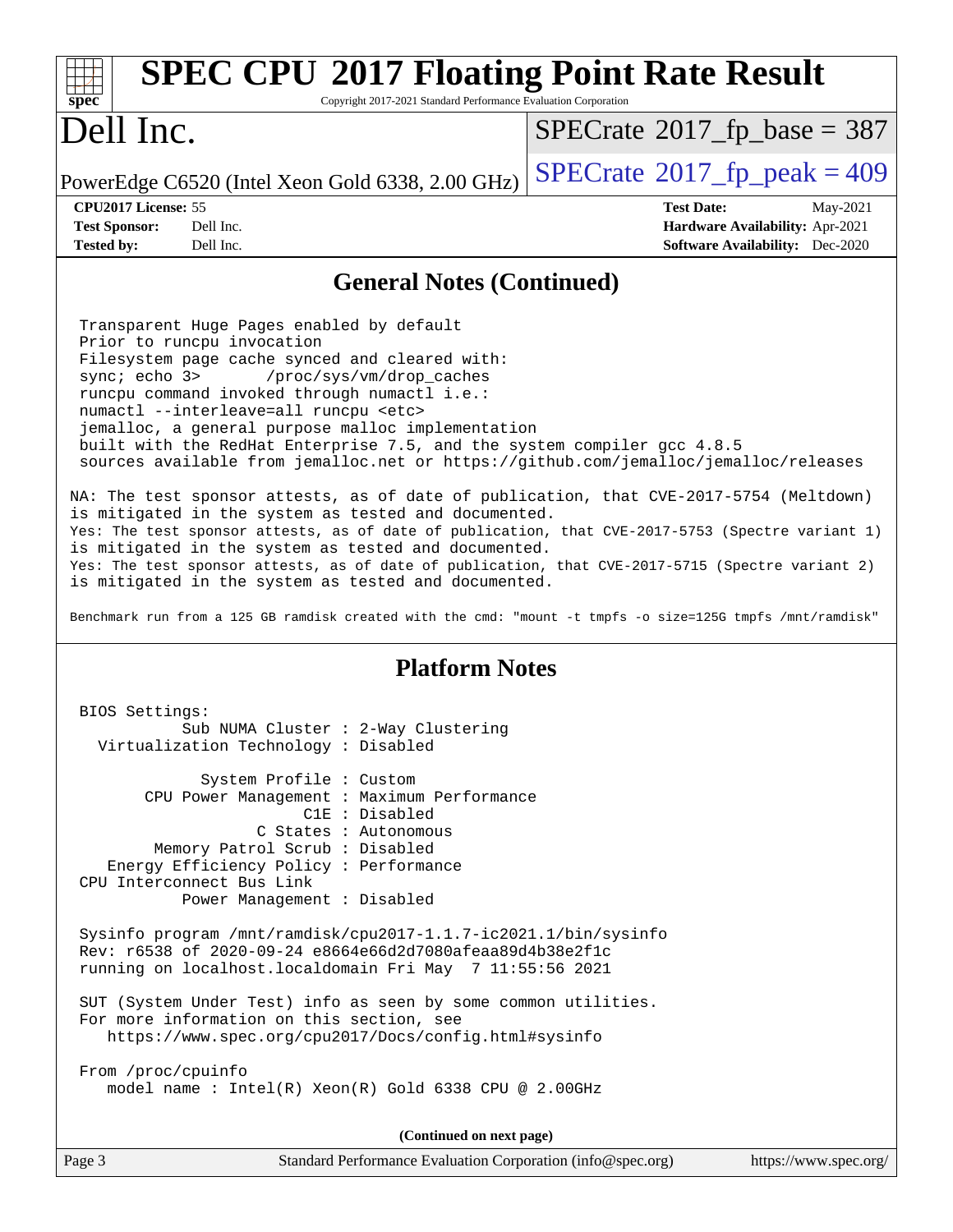# Dell Inc.

PowerEdge C6520 (Intel Xeon Gold 6338, 2.00 GHz)

SPECrate 2017_fp_base = 387

SPECrate 2017_fp_peak = 409

**CPU2017 License:** 55
**Test Sponsor:** Dell Inc.
**Tested by:** Dell Inc.

**Test Date:** May-2021
**Hardware Availability:** Apr-2021
**Software Availability:** Dec-2020

## General Notes (Continued)

```
Transparent Huge Pages enabled by default
Prior to runcpu invocation
Filesystem page cache synced and cleared with:
sync; echo 3>       /proc/sys/vm/drop_caches
runcpu command invoked through numactl i.e.:
numactl --interleave=all runcpu <etc>
jemalloc, a general purpose malloc implementation
built with the RedHat Enterprise 7.5, and the system compiler gcc 4.8.5
sources available from jemalloc.net or https://github.com/jemalloc/jemalloc/releases
```

NA: The test sponsor attests, as of date of publication, that CVE-2017-5754 (Meltdown) is mitigated in the system as tested and documented.
Yes: The test sponsor attests, as of date of publication, that CVE-2017-5753 (Spectre variant 1) is mitigated in the system as tested and documented.
Yes: The test sponsor attests, as of date of publication, that CVE-2017-5715 (Spectre variant 2) is mitigated in the system as tested and documented.

Benchmark run from a 125 GB ramdisk created with the cmd: "mount -t tmpfs -o size=125G tmpfs /mnt/ramdisk"

## Platform Notes

```
BIOS Settings:
          Sub NUMA Cluster : 2-Way Clustering
  Virtualization Technology : Disabled

             System Profile : Custom
       CPU Power Management : Maximum Performance
                        C1E : Disabled
                   C States : Autonomous
        Memory Patrol Scrub : Disabled
    Energy Efficiency Policy : Performance
 CPU Interconnect Bus Link
          Power Management : Disabled

Sysinfo program /mnt/ramdisk/cpu2017-1.1.7-ic2021.1/bin/sysinfo
Rev: r6538 of 2020-09-24 e8664e66d2d7080afeaa89d4b38e2f1c
running on localhost.localdomain Fri May  7 11:55:56 2021

SUT (System Under Test) info as seen by some common utilities.
For more information on this section, see
   https://www.spec.org/cpu2017/Docs/config.html#sysinfo

From /proc/cpuinfo
   model name : Intel(R) Xeon(R) Gold 6338 CPU @ 2.00GHz
```

(Continued on next page)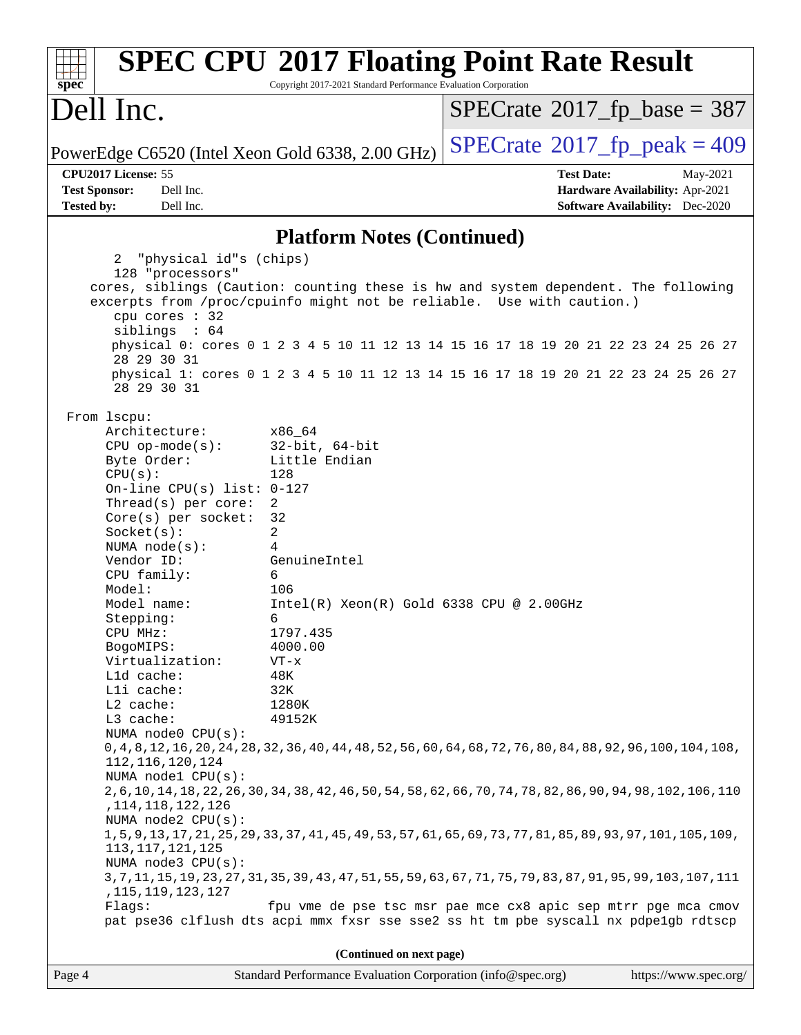## Platform Notes (Continued)

```
   2  "physical id"s (chips)
   128 "processors"
 cores, siblings (Caution: counting these is hw and system dependent. The following
 excerpts from /proc/cpuinfo might not be reliable.  Use with caution.)
   cpu cores : 32
   siblings  : 64
   physical 0: cores 0 1 2 3 4 5 10 11 12 13 14 15 16 17 18 19 20 21 22 23 24 25 26 27
   28 29 30 31
   physical 1: cores 0 1 2 3 4 5 10 11 12 13 14 15 16 17 18 19 20 21 22 23 24 25 26 27
   28 29 30 31

From lscpu:
   Architecture:        x86_64
   CPU op-mode(s):      32-bit, 64-bit
   Byte Order:          Little Endian
   CPU(s):              128
   On-line CPU(s) list: 0-127
   Thread(s) per core:  2
   Core(s) per socket:  32
   Socket(s):           2
   NUMA node(s):        4
   Vendor ID:           GenuineIntel
   CPU family:          6
   Model:               106
   Model name:          Intel(R) Xeon(R) Gold 6338 CPU @ 2.00GHz
   Stepping:            6
   CPU MHz:             1797.435
   BogoMIPS:            4000.00
   Virtualization:      VT-x
   L1d cache:           48K
   L1i cache:           32K
   L2 cache:            1280K
   L3 cache:            49152K
   NUMA node0 CPU(s):
   0,4,8,12,16,20,24,28,32,36,40,44,48,52,56,60,64,68,72,76,80,84,88,92,96,100,104,108,
   112,116,120,124
   NUMA node1 CPU(s):
   2,6,10,14,18,22,26,30,34,38,42,46,50,54,58,62,66,70,74,78,82,86,90,94,98,102,106,110
   ,114,118,122,126
   NUMA node2 CPU(s):
   1,5,9,13,17,21,25,29,33,37,41,45,49,53,57,61,65,69,73,77,81,85,89,93,97,101,105,109,
   113,117,121,125
   NUMA node3 CPU(s):
   3,7,11,15,19,23,27,31,35,39,43,47,51,55,59,63,67,71,75,79,83,87,91,95,99,103,107,111
   ,115,119,123,127
   Flags:               fpu vme de pse tsc msr pae mce cx8 apic sep mtrr pge mca cmov
   pat pse36 clflush dts acpi mmx fxsr sse sse2 ss ht tm pbe syscall nx pdpe1gb rdtscp
```

(Continued on next page)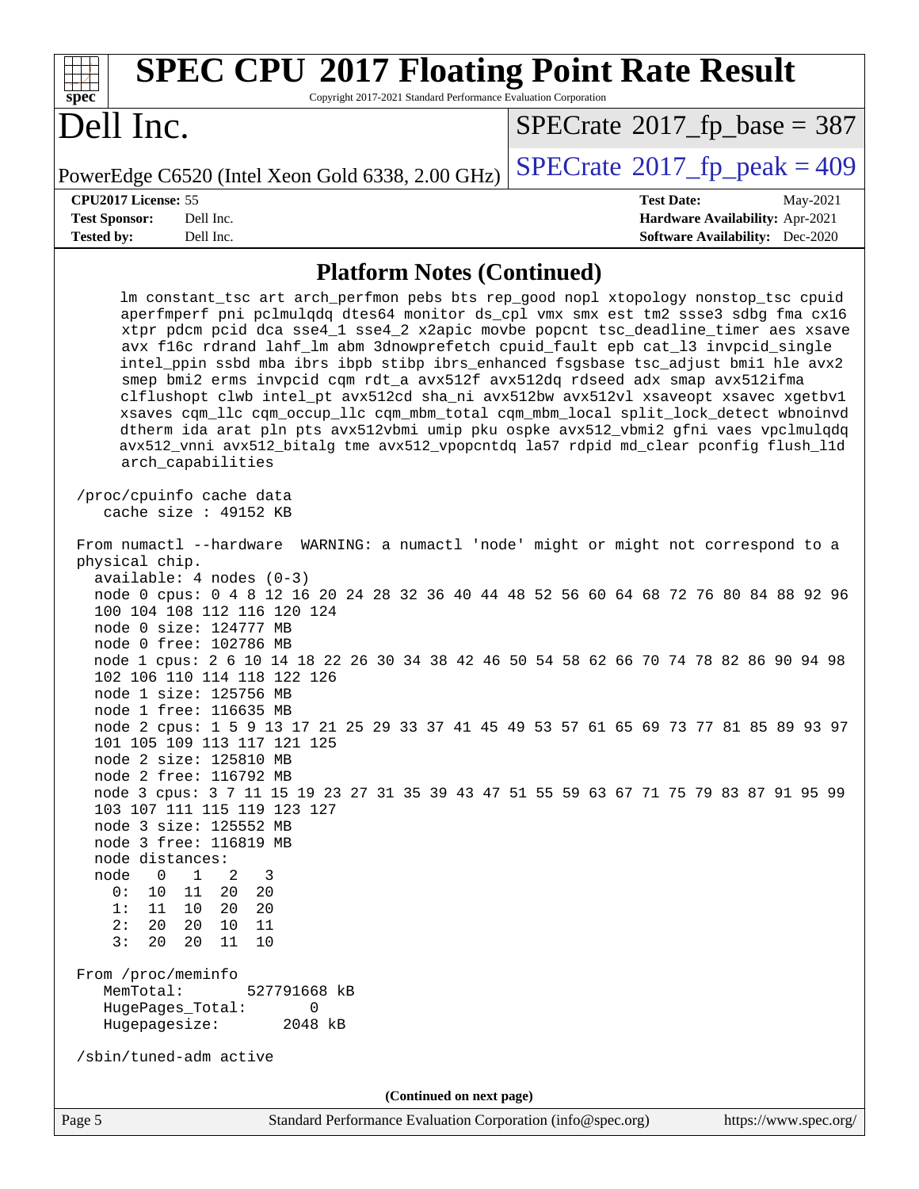# SPEC CPU 2017 Floating Point Rate Result

Copyright 2017-2021 Standard Performance Evaluation Corporation

## Dell Inc.

PowerEdge C6520 (Intel Xeon Gold 6338, 2.00 GHz)

SPECrate 2017_fp_base = 387

SPECrate 2017_fp_peak = 409

**CPU2017 License:** 55
**Test Sponsor:** Dell Inc.
**Tested by:** Dell Inc.

**Test Date:** May-2021
**Hardware Availability:** Apr-2021
**Software Availability:** Dec-2020

### Platform Notes (Continued)

```
     lm constant_tsc art arch_perfmon pebs bts rep_good nopl xtopology nonstop_tsc cpuid
     aperfmperf pni pclmulqdq dtes64 monitor ds_cpl vmx smx est tm2 ssse3 sdbg fma cx16
     xtpr pdcm pcid dca sse4_1 sse4_2 x2apic movbe popcnt tsc_deadline_timer aes xsave
     avx f16c rdrand lahf_lm abm 3dnowprefetch cpuid_fault epb cat_l3 invpcid_single
     intel_ppin ssbd mba ibrs ibpb stibp ibrs_enhanced fsgsbase tsc_adjust bmi1 hle avx2
     smep bmi2 erms invpcid cqm rdt_a avx512f avx512dq rdseed adx smap avx512ifma
     clflushopt clwb intel_pt avx512cd sha_ni avx512bw avx512vl xsaveopt xsavec xgetbv1
     xsaves cqm_llc cqm_occup_llc cqm_mbm_total cqm_mbm_local split_lock_detect wbnoinvd
     dtherm ida arat pln pts avx512vbmi umip pku ospke avx512_vbmi2 gfni vaes vpclmulqdq
     avx512_vnni avx512_bitalg tme avx512_vpopcntdq la57 rdpid md_clear pconfig flush_l1d
     arch_capabilities

 /proc/cpuinfo cache data
    cache size : 49152 KB

 From numactl --hardware  WARNING: a numactl 'node' might or might not correspond to a
 physical chip.
   available: 4 nodes (0-3)
   node 0 cpus: 0 4 8 12 16 20 24 28 32 36 40 44 48 52 56 60 64 68 72 76 80 84 88 92 96
   100 104 108 112 116 120 124
   node 0 size: 124777 MB
   node 0 free: 102786 MB
   node 1 cpus: 2 6 10 14 18 22 26 30 34 38 42 46 50 54 58 62 66 70 74 78 82 86 90 94 98
   102 106 110 114 118 122 126
   node 1 size: 125756 MB
   node 1 free: 116635 MB
   node 2 cpus: 1 5 9 13 17 21 25 29 33 37 41 45 49 53 57 61 65 69 73 77 81 85 89 93 97
   101 105 109 113 117 121 125
   node 2 size: 125810 MB
   node 2 free: 116792 MB
   node 3 cpus: 3 7 11 15 19 23 27 31 35 39 43 47 51 55 59 63 67 71 75 79 83 87 91 95 99
   103 107 111 115 119 123 127
   node 3 size: 125552 MB
   node 3 free: 116819 MB
   node distances:
   node   0   1   2   3
     0:  10  11  20  20
     1:  11  10  20  20
     2:  20  20  10  11
     3:  20  20  11  10

 From /proc/meminfo
    MemTotal:       527791668 kB
    HugePages_Total:       0
    Hugepagesize:       2048 kB

 /sbin/tuned-adm active
```

(Continued on next page)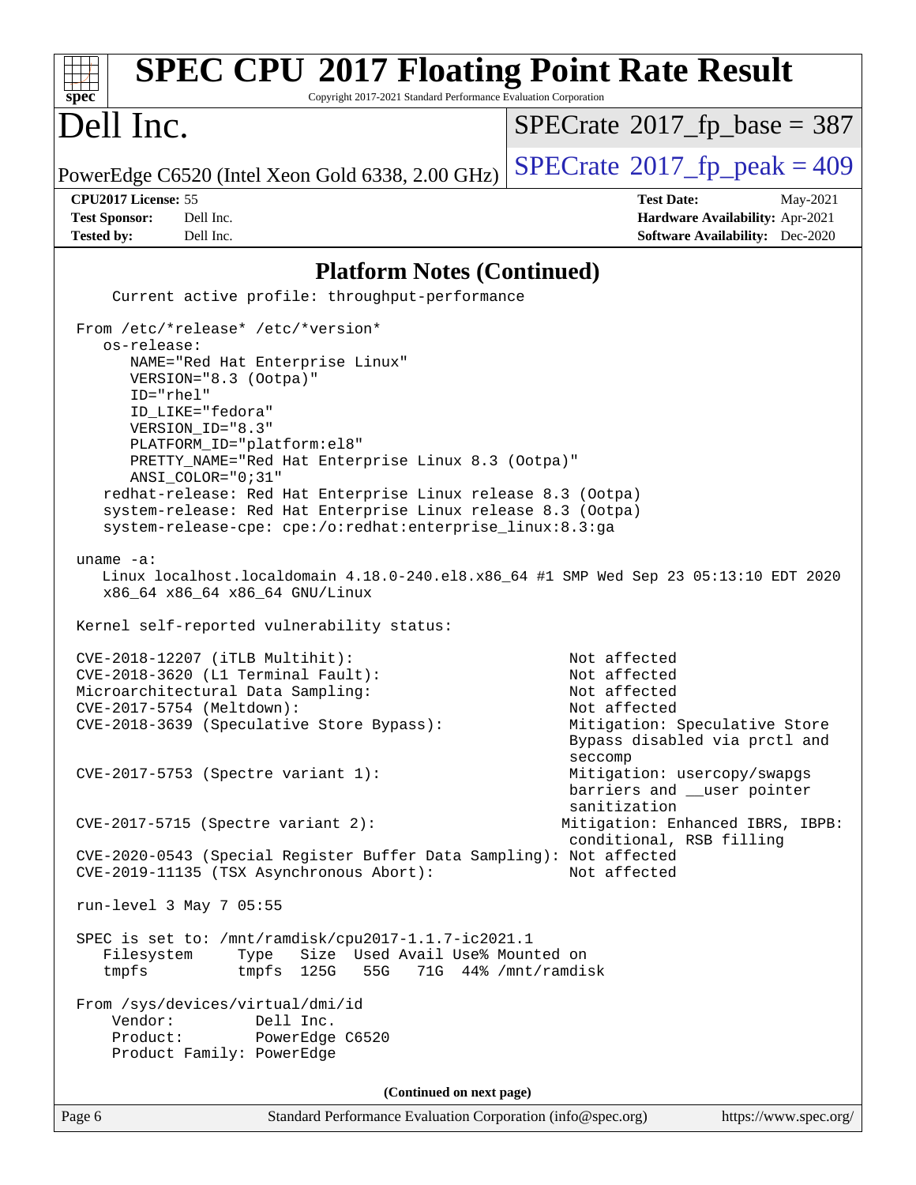## Platform Notes (Continued)

```
    Current active profile: throughput-performance

 From /etc/*release* /etc/*version*
    os-release:
       NAME="Red Hat Enterprise Linux"
       VERSION="8.3 (Ootpa)"
       ID="rhel"
       ID_LIKE="fedora"
       VERSION_ID="8.3"
       PLATFORM_ID="platform:el8"
       PRETTY_NAME="Red Hat Enterprise Linux 8.3 (Ootpa)"
       ANSI_COLOR="0;31"
    redhat-release: Red Hat Enterprise Linux release 8.3 (Ootpa)
    system-release: Red Hat Enterprise Linux release 8.3 (Ootpa)
    system-release-cpe: cpe:/o:redhat:enterprise_linux:8.3:ga

 uname -a:
    Linux localhost.localdomain 4.18.0-240.el8.x86_64 #1 SMP Wed Sep 23 05:13:10 EDT 2020
    x86_64 x86_64 x86_64 GNU/Linux

 Kernel self-reported vulnerability status:

 CVE-2018-12207 (iTLB Multihit):                          Not affected
 CVE-2018-3620 (L1 Terminal Fault):                       Not affected
 Microarchitectural Data Sampling:                        Not affected
 CVE-2017-5754 (Meltdown):                                Not affected
 CVE-2018-3639 (Speculative Store Bypass):                Mitigation: Speculative Store
                                                          Bypass disabled via prctl and
                                                          seccomp
 CVE-2017-5753 (Spectre variant 1):                       Mitigation: usercopy/swapgs
                                                          barriers and __user pointer
                                                          sanitization
 CVE-2017-5715 (Spectre variant 2):                      Mitigation: Enhanced IBRS, IBPB:
                                                          conditional, RSB filling
 CVE-2020-0543 (Special Register Buffer Data Sampling): Not affected
 CVE-2019-11135 (TSX Asynchronous Abort):                 Not affected

 run-level 3 May 7 05:55

 SPEC is set to: /mnt/ramdisk/cpu2017-1.1.7-ic2021.1
    Filesystem     Type   Size  Used Avail Use% Mounted on
    tmpfs          tmpfs  125G   55G   71G  44% /mnt/ramdisk

 From /sys/devices/virtual/dmi/id
     Vendor:         Dell Inc.
     Product:        PowerEdge C6520
     Product Family: PowerEdge
```

(Continued on next page)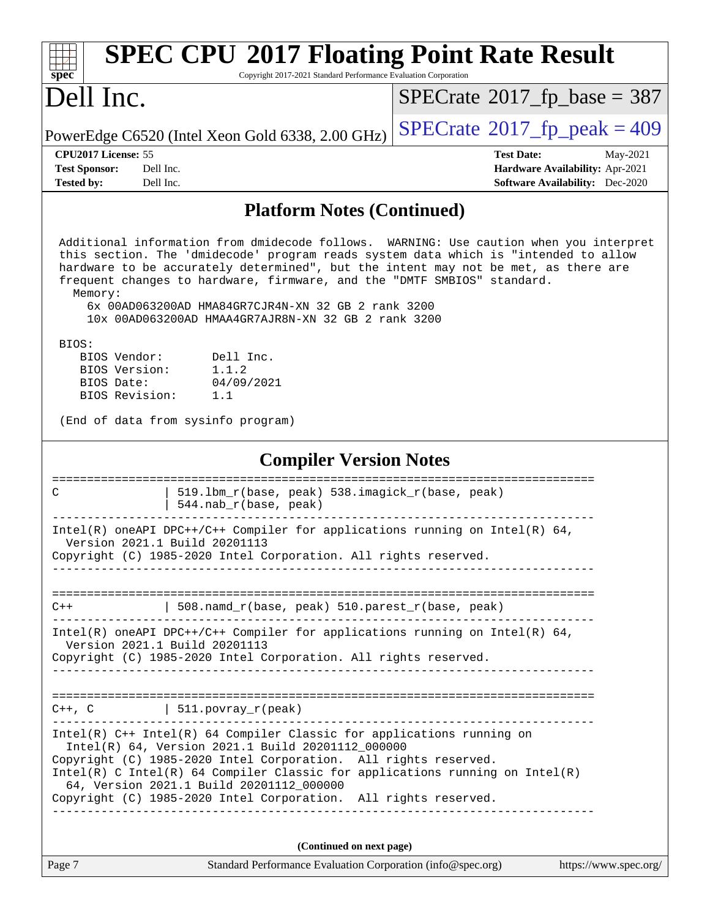## Platform Notes (Continued)

```
 Additional information from dmidecode follows.  WARNING: Use caution when you interpret
 this section. The 'dmidecode' program reads system data which is "intended to allow
 hardware to be accurately determined", but the intent may not be met, as there are
 frequent changes to hardware, firmware, and the "DMTF SMBIOS" standard.
   Memory:
     6x 00AD063200AD HMA84GR7CJR4N-XN 32 GB 2 rank 3200
     10x 00AD063200AD HMAA4GR7AJR8N-XN 32 GB 2 rank 3200

 BIOS:
    BIOS Vendor:       Dell Inc.
    BIOS Version:      1.1.2
    BIOS Date:         04/09/2021
    BIOS Revision:     1.1

 (End of data from sysinfo program)
```

## Compiler Version Notes

```
==============================================================================
C               | 519.lbm_r(base, peak) 538.imagick_r(base, peak)
                | 544.nab_r(base, peak)
------------------------------------------------------------------------------
Intel(R) oneAPI DPC++/C++ Compiler for applications running on Intel(R) 64,
  Version 2021.1 Build 20201113
Copyright (C) 1985-2020 Intel Corporation. All rights reserved.
------------------------------------------------------------------------------

==============================================================================
C++             | 508.namd_r(base, peak) 510.parest_r(base, peak)
------------------------------------------------------------------------------
Intel(R) oneAPI DPC++/C++ Compiler for applications running on Intel(R) 64,
  Version 2021.1 Build 20201113
Copyright (C) 1985-2020 Intel Corporation. All rights reserved.
------------------------------------------------------------------------------

==============================================================================
C++, C          | 511.povray_r(peak)
------------------------------------------------------------------------------
Intel(R) C++ Intel(R) 64 Compiler Classic for applications running on
  Intel(R) 64, Version 2021.1 Build 20201112_000000
Copyright (C) 1985-2020 Intel Corporation.  All rights reserved.
Intel(R) C Intel(R) 64 Compiler Classic for applications running on Intel(R)
  64, Version 2021.1 Build 20201112_000000
Copyright (C) 1985-2020 Intel Corporation.  All rights reserved.
------------------------------------------------------------------------------
```

(Continued on next page)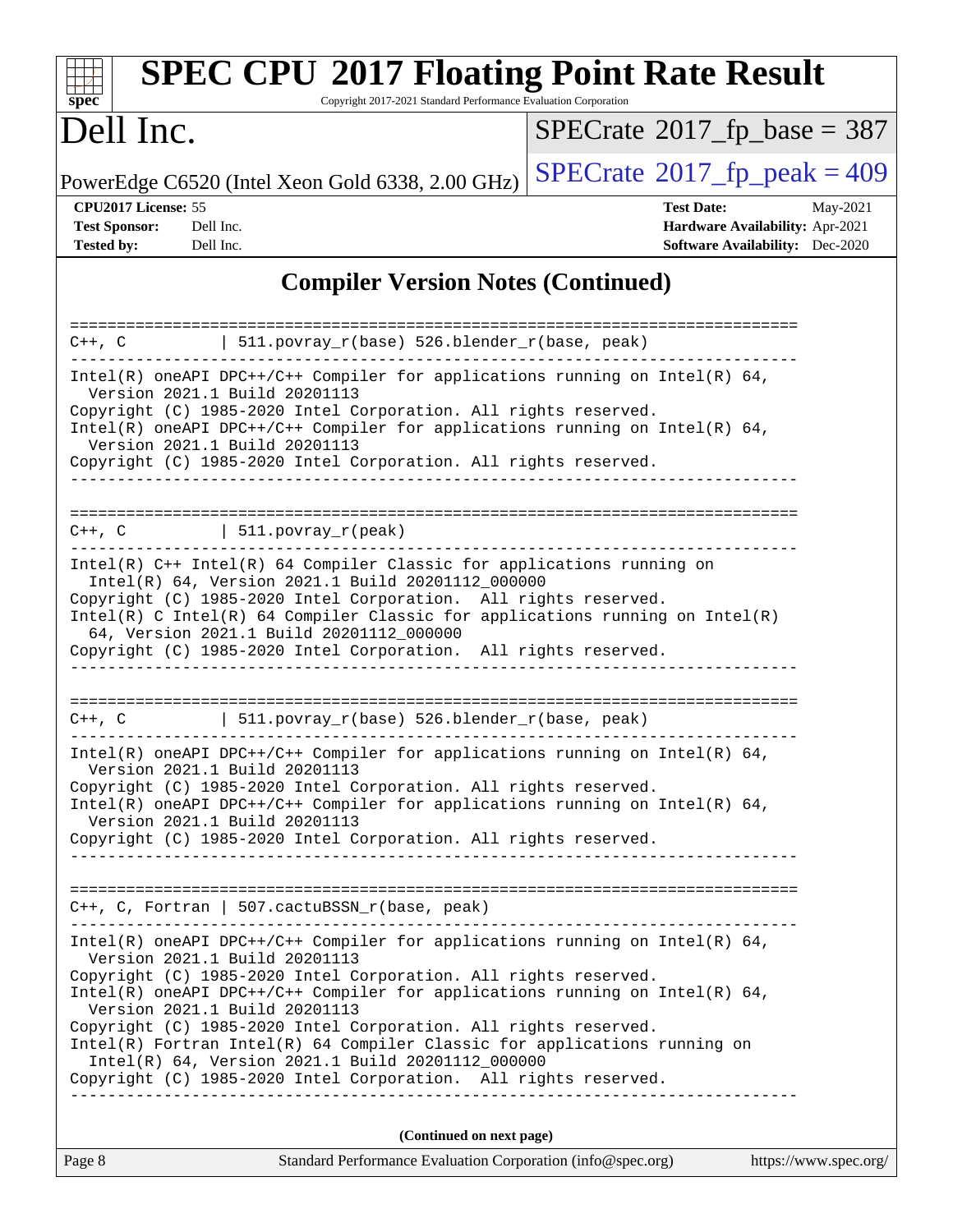# Compiler Version Notes (Continued)

```
==============================================================================
C++, C           | 511.povray_r(base) 526.blender_r(base, peak)
------------------------------------------------------------------------------
Intel(R) oneAPI DPC++/C++ Compiler for applications running on Intel(R) 64,
  Version 2021.1 Build 20201113
Copyright (C) 1985-2020 Intel Corporation. All rights reserved.
Intel(R) oneAPI DPC++/C++ Compiler for applications running on Intel(R) 64,
  Version 2021.1 Build 20201113
Copyright (C) 1985-2020 Intel Corporation. All rights reserved.
------------------------------------------------------------------------------

==============================================================================
C++, C           | 511.povray_r(peak)
------------------------------------------------------------------------------
Intel(R) C++ Intel(R) 64 Compiler Classic for applications running on
  Intel(R) 64, Version 2021.1 Build 20201112_000000
Copyright (C) 1985-2020 Intel Corporation.  All rights reserved.
Intel(R) C Intel(R) 64 Compiler Classic for applications running on Intel(R)
  64, Version 2021.1 Build 20201112_000000
Copyright (C) 1985-2020 Intel Corporation.  All rights reserved.
------------------------------------------------------------------------------

==============================================================================
C++, C           | 511.povray_r(base) 526.blender_r(base, peak)
------------------------------------------------------------------------------
Intel(R) oneAPI DPC++/C++ Compiler for applications running on Intel(R) 64,
  Version 2021.1 Build 20201113
Copyright (C) 1985-2020 Intel Corporation. All rights reserved.
Intel(R) oneAPI DPC++/C++ Compiler for applications running on Intel(R) 64,
  Version 2021.1 Build 20201113
Copyright (C) 1985-2020 Intel Corporation. All rights reserved.
------------------------------------------------------------------------------

==============================================================================
C++, C, Fortran | 507.cactuBSSN_r(base, peak)
------------------------------------------------------------------------------
Intel(R) oneAPI DPC++/C++ Compiler for applications running on Intel(R) 64,
  Version 2021.1 Build 20201113
Copyright (C) 1985-2020 Intel Corporation. All rights reserved.
Intel(R) oneAPI DPC++/C++ Compiler for applications running on Intel(R) 64,
  Version 2021.1 Build 20201113
Copyright (C) 1985-2020 Intel Corporation. All rights reserved.
Intel(R) Fortran Intel(R) 64 Compiler Classic for applications running on
  Intel(R) 64, Version 2021.1 Build 20201112_000000
Copyright (C) 1985-2020 Intel Corporation.  All rights reserved.
------------------------------------------------------------------------------
```

**(Continued on next page)**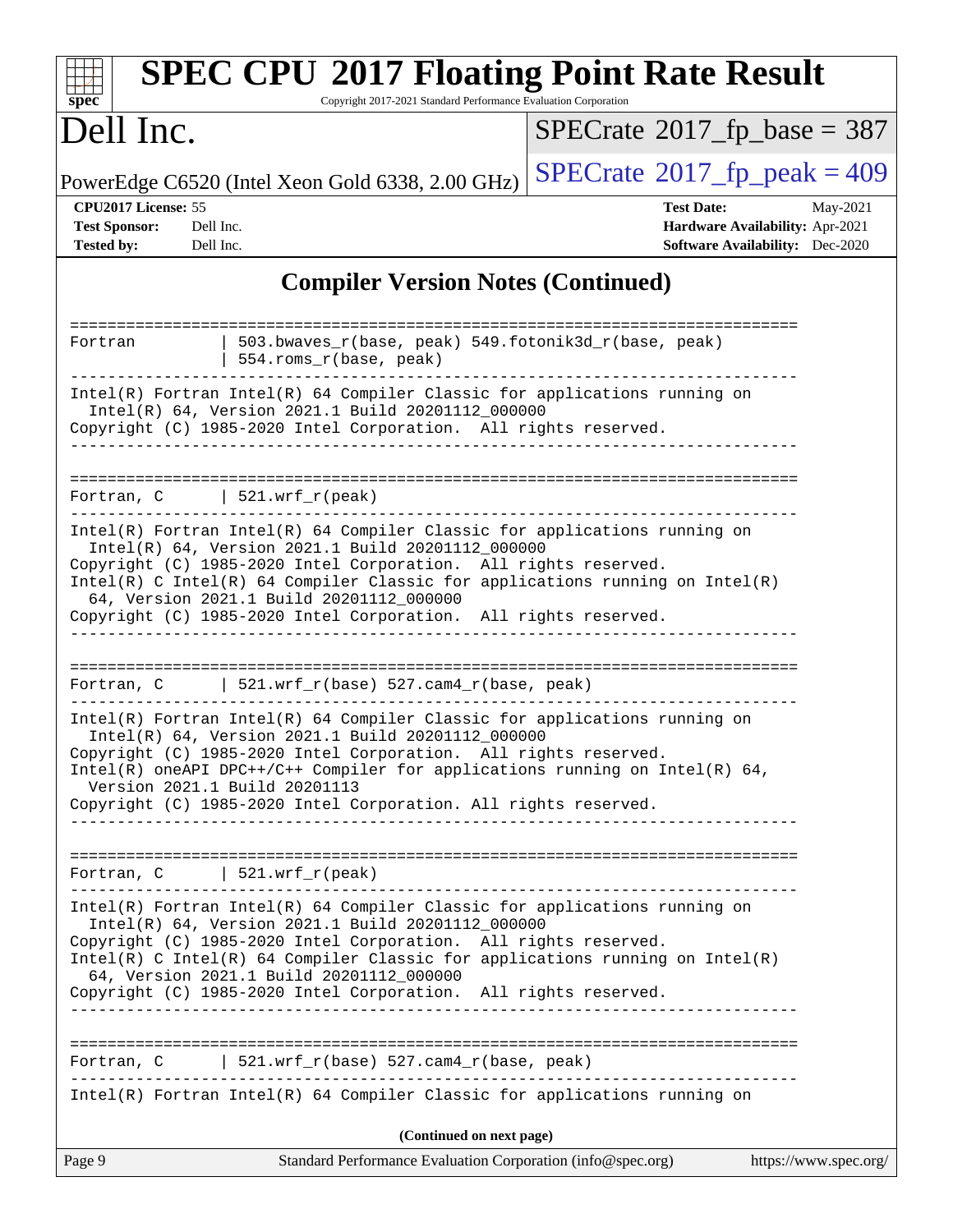## Compiler Version Notes (Continued)

```
==============================================================================
Fortran         | 503.bwaves_r(base, peak) 549.fotonik3d_r(base, peak)
                | 554.roms_r(base, peak)
------------------------------------------------------------------------------
Intel(R) Fortran Intel(R) 64 Compiler Classic for applications running on
  Intel(R) 64, Version 2021.1 Build 20201112_000000
Copyright (C) 1985-2020 Intel Corporation.  All rights reserved.
------------------------------------------------------------------------------

==============================================================================
Fortran, C      | 521.wrf_r(peak)
------------------------------------------------------------------------------
Intel(R) Fortran Intel(R) 64 Compiler Classic for applications running on
  Intel(R) 64, Version 2021.1 Build 20201112_000000
Copyright (C) 1985-2020 Intel Corporation.  All rights reserved.
Intel(R) C Intel(R) 64 Compiler Classic for applications running on Intel(R)
  64, Version 2021.1 Build 20201112_000000
Copyright (C) 1985-2020 Intel Corporation.  All rights reserved.
------------------------------------------------------------------------------

==============================================================================
Fortran, C      | 521.wrf_r(base) 527.cam4_r(base, peak)
------------------------------------------------------------------------------
Intel(R) Fortran Intel(R) 64 Compiler Classic for applications running on
  Intel(R) 64, Version 2021.1 Build 20201112_000000
Copyright (C) 1985-2020 Intel Corporation.  All rights reserved.
Intel(R) oneAPI DPC++/C++ Compiler for applications running on Intel(R) 64,
  Version 2021.1 Build 20201113
Copyright (C) 1985-2020 Intel Corporation. All rights reserved.
------------------------------------------------------------------------------

==============================================================================
Fortran, C      | 521.wrf_r(peak)
------------------------------------------------------------------------------
Intel(R) Fortran Intel(R) 64 Compiler Classic for applications running on
  Intel(R) 64, Version 2021.1 Build 20201112_000000
Copyright (C) 1985-2020 Intel Corporation.  All rights reserved.
Intel(R) C Intel(R) 64 Compiler Classic for applications running on Intel(R)
  64, Version 2021.1 Build 20201112_000000
Copyright (C) 1985-2020 Intel Corporation.  All rights reserved.
------------------------------------------------------------------------------

==============================================================================
Fortran, C      | 521.wrf_r(base) 527.cam4_r(base, peak)
------------------------------------------------------------------------------
Intel(R) Fortran Intel(R) 64 Compiler Classic for applications running on
```

(Continued on next page)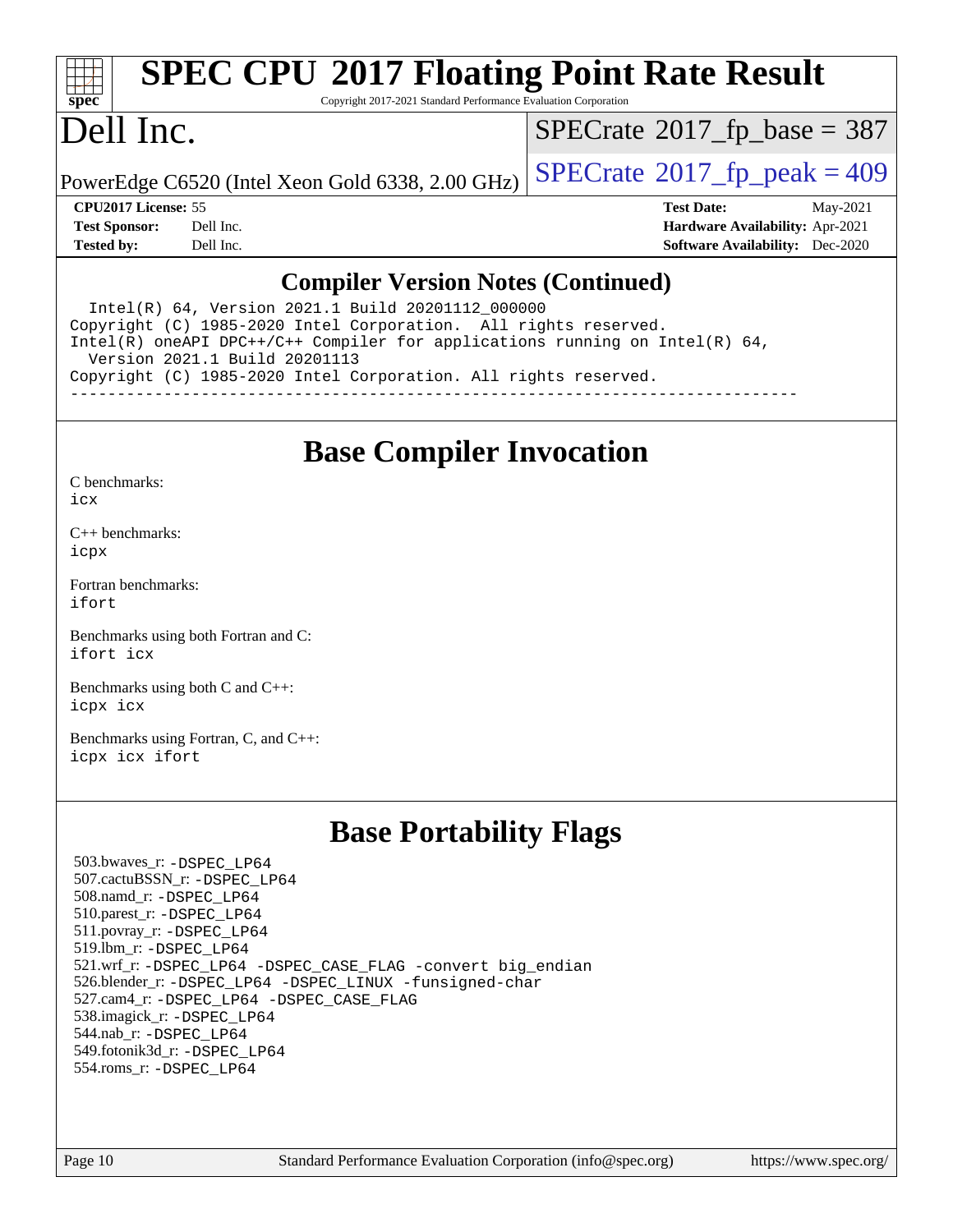## Compiler Version Notes (Continued)

```
  Intel(R) 64, Version 2021.1 Build 20201112_000000
Copyright (C) 1985-2020 Intel Corporation.  All rights reserved.
Intel(R) oneAPI DPC++/C++ Compiler for applications running on Intel(R) 64,
  Version 2021.1 Build 20201113
Copyright (C) 1985-2020 Intel Corporation. All rights reserved.
------------------------------------------------------------------------------
```

## Base Compiler Invocation

C benchmarks:
icx

C++ benchmarks:
icpx

Fortran benchmarks:
ifort

Benchmarks using both Fortran and C:
ifort icx

Benchmarks using both C and C++:
icpx icx

Benchmarks using Fortran, C, and C++:
icpx icx ifort

## Base Portability Flags

503.bwaves_r: -DSPEC_LP64
507.cactuBSSN_r: -DSPEC_LP64
508.namd_r: -DSPEC_LP64
510.parest_r: -DSPEC_LP64
511.povray_r: -DSPEC_LP64
519.lbm_r: -DSPEC_LP64
521.wrf_r: -DSPEC_LP64 -DSPEC_CASE_FLAG -convert big_endian
526.blender_r: -DSPEC_LP64 -DSPEC_LINUX -funsigned-char
527.cam4_r: -DSPEC_LP64 -DSPEC_CASE_FLAG
538.imagick_r: -DSPEC_LP64
544.nab_r: -DSPEC_LP64
549.fotonik3d_r: -DSPEC_LP64
554.roms_r: -DSPEC_LP64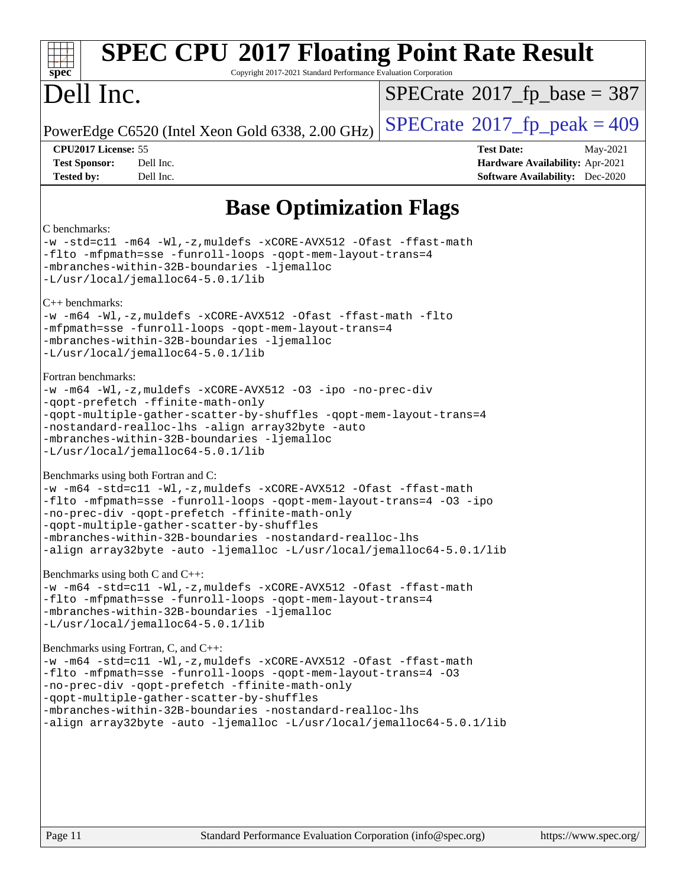# SPEC CPU 2017 Floating Point Rate Result

Copyright 2017-2021 Standard Performance Evaluation Corporation

# Dell Inc.

PowerEdge C6520 (Intel Xeon Gold 6338, 2.00 GHz)

SPECrate 2017_fp_base = 387

SPECrate 2017_fp_peak = 409

**CPU2017 License:** 55
**Test Sponsor:** Dell Inc.
**Tested by:** Dell Inc.

**Test Date:** May-2021
**Hardware Availability:** Apr-2021
**Software Availability:** Dec-2020

## Base Optimization Flags

C benchmarks:

```
-w -std=c11 -m64 -Wl,-z,muldefs -xCORE-AVX512 -Ofast -ffast-math
-flto -mfpmath=sse -funroll-loops -qopt-mem-layout-trans=4
-mbranches-within-32B-boundaries -ljemalloc
-L/usr/local/jemalloc64-5.0.1/lib
```

C++ benchmarks:

```
-w -m64 -Wl,-z,muldefs -xCORE-AVX512 -Ofast -ffast-math -flto
-mfpmath=sse -funroll-loops -qopt-mem-layout-trans=4
-mbranches-within-32B-boundaries -ljemalloc
-L/usr/local/jemalloc64-5.0.1/lib
```

Fortran benchmarks:

```
-w -m64 -Wl,-z,muldefs -xCORE-AVX512 -O3 -ipo -no-prec-div
-qopt-prefetch -ffinite-math-only
-qopt-multiple-gather-scatter-by-shuffles -qopt-mem-layout-trans=4
-nostandard-realloc-lhs -align array32byte -auto
-mbranches-within-32B-boundaries -ljemalloc
-L/usr/local/jemalloc64-5.0.1/lib
```

Benchmarks using both Fortran and C:

```
-w -m64 -std=c11 -Wl,-z,muldefs -xCORE-AVX512 -Ofast -ffast-math
-flto -mfpmath=sse -funroll-loops -qopt-mem-layout-trans=4 -O3 -ipo
-no-prec-div -qopt-prefetch -ffinite-math-only
-qopt-multiple-gather-scatter-by-shuffles
-mbranches-within-32B-boundaries -nostandard-realloc-lhs
-align array32byte -auto -ljemalloc -L/usr/local/jemalloc64-5.0.1/lib
```

Benchmarks using both C and C++:

```
-w -m64 -std=c11 -Wl,-z,muldefs -xCORE-AVX512 -Ofast -ffast-math
-flto -mfpmath=sse -funroll-loops -qopt-mem-layout-trans=4
-mbranches-within-32B-boundaries -ljemalloc
-L/usr/local/jemalloc64-5.0.1/lib
```

Benchmarks using Fortran, C, and C++:

```
-w -m64 -std=c11 -Wl,-z,muldefs -xCORE-AVX512 -Ofast -ffast-math
-flto -mfpmath=sse -funroll-loops -qopt-mem-layout-trans=4 -O3
-no-prec-div -qopt-prefetch -ffinite-math-only
-qopt-multiple-gather-scatter-by-shuffles
-mbranches-within-32B-boundaries -nostandard-realloc-lhs
-align array32byte -auto -ljemalloc -L/usr/local/jemalloc64-5.0.1/lib
```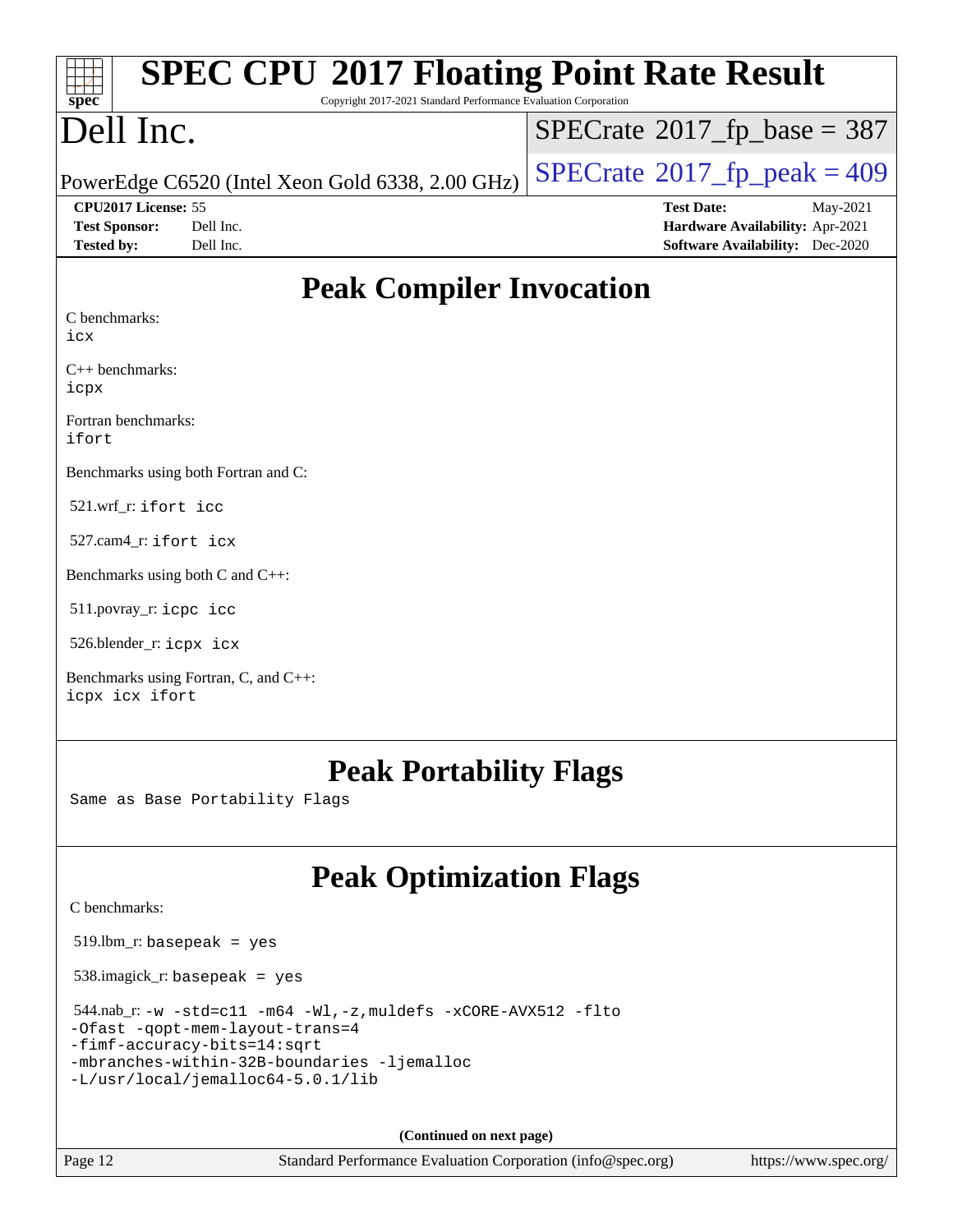# Peak Compiler Invocation

C benchmarks:
icx

C++ benchmarks:
icpx

Fortran benchmarks:
ifort

Benchmarks using both Fortran and C:

521.wrf_r: ifort icc

527.cam4_r: ifort icx

Benchmarks using both C and C++:

511.povray_r: icpc icc

526.blender_r: icpx icx

Benchmarks using Fortran, C, and C++:
icpx icx ifort

# Peak Portability Flags

Same as Base Portability Flags

# Peak Optimization Flags

C benchmarks:

519.lbm_r: basepeak = yes

538.imagick_r: basepeak = yes

544.nab_r: -w -std=c11 -m64 -Wl,-z,muldefs -xCORE-AVX512 -flto
-Ofast -qopt-mem-layout-trans=4
-fimf-accuracy-bits=14:sqrt
-mbranches-within-32B-boundaries -ljemalloc
-L/usr/local/jemalloc64-5.0.1/lib

(Continued on next page)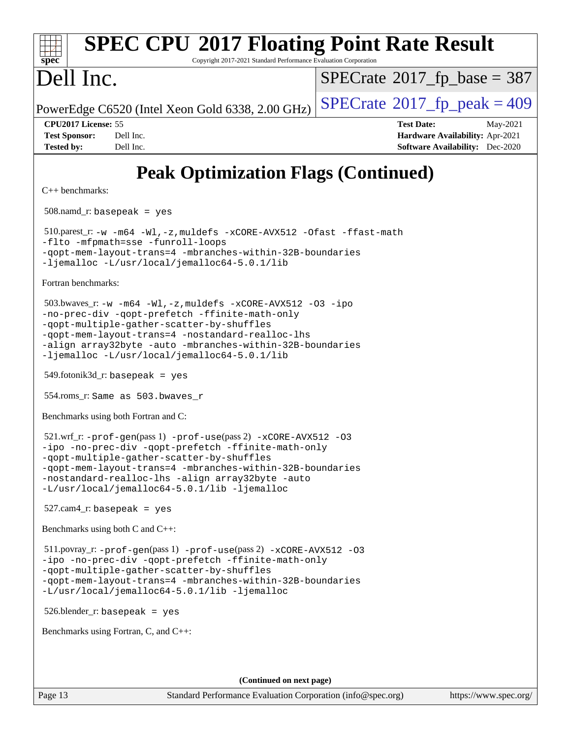# Peak Optimization Flags (Continued)

C++ benchmarks:

508.namd_r: `basepeak = yes`

510.parest_r: `-w -m64 -Wl,-z,muldefs -xCORE-AVX512 -Ofast -ffast-math -flto -mfpmath=sse -funroll-loops -qopt-mem-layout-trans=4 -mbranches-within-32B-boundaries -ljemalloc -L/usr/local/jemalloc64-5.0.1/lib`

Fortran benchmarks:

503.bwaves_r: `-w -m64 -Wl,-z,muldefs -xCORE-AVX512 -O3 -ipo -no-prec-div -qopt-prefetch -ffinite-math-only -qopt-multiple-gather-scatter-by-shuffles -qopt-mem-layout-trans=4 -nostandard-realloc-lhs -align array32byte -auto -mbranches-within-32B-boundaries -ljemalloc -L/usr/local/jemalloc64-5.0.1/lib`

549.fotonik3d_r: `basepeak = yes`

554.roms_r: `Same as 503.bwaves_r`

Benchmarks using both Fortran and C:

521.wrf_r: `-prof-gen`(pass 1) `-prof-use`(pass 2) `-xCORE-AVX512 -O3 -ipo -no-prec-div -qopt-prefetch -ffinite-math-only -qopt-multiple-gather-scatter-by-shuffles -qopt-mem-layout-trans=4 -mbranches-within-32B-boundaries -nostandard-realloc-lhs -align array32byte -auto -L/usr/local/jemalloc64-5.0.1/lib -ljemalloc`

527.cam4_r: `basepeak = yes`

Benchmarks using both C and C++:

511.povray_r: `-prof-gen`(pass 1) `-prof-use`(pass 2) `-xCORE-AVX512 -O3 -ipo -no-prec-div -qopt-prefetch -ffinite-math-only -qopt-multiple-gather-scatter-by-shuffles -qopt-mem-layout-trans=4 -mbranches-within-32B-boundaries -L/usr/local/jemalloc64-5.0.1/lib -ljemalloc`

526.blender_r: `basepeak = yes`

Benchmarks using Fortran, C, and C++:

**(Continued on next page)**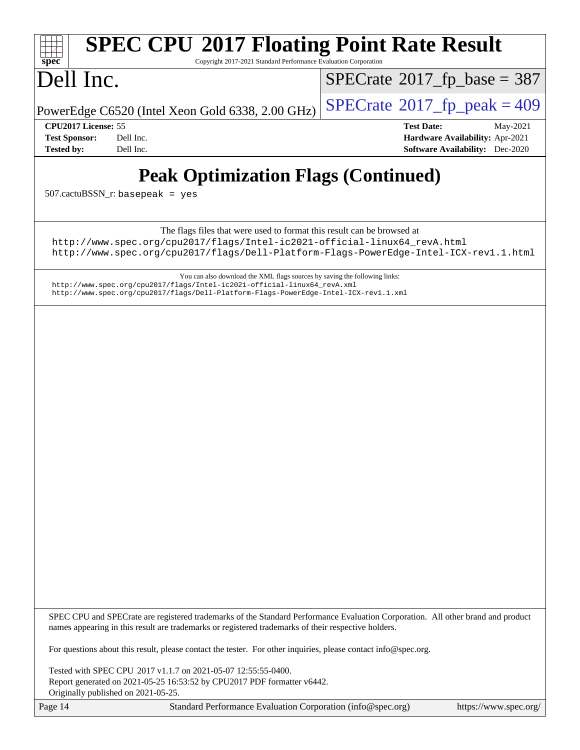## Peak Optimization Flags (Continued)

507.cactuBSSN_r: basepeak = yes

The flags files that were used to format this result can be browsed at
http://www.spec.org/cpu2017/flags/Intel-ic2021-official-linux64_revA.html
http://www.spec.org/cpu2017/flags/Dell-Platform-Flags-PowerEdge-Intel-ICX-rev1.1.html

You can also download the XML flags sources by saving the following links:
http://www.spec.org/cpu2017/flags/Intel-ic2021-official-linux64_revA.xml
http://www.spec.org/cpu2017/flags/Dell-Platform-Flags-PowerEdge-Intel-ICX-rev1.1.xml

SPEC CPU and SPECrate are registered trademarks of the Standard Performance Evaluation Corporation. All other brand and product names appearing in this result are trademarks or registered trademarks of their respective holders.

For questions about this result, please contact the tester. For other inquiries, please contact info@spec.org.

Tested with SPEC CPU 2017 v1.1.7 on 2021-05-07 12:55:55-0400.
Report generated on 2021-05-25 16:53:52 by CPU2017 PDF formatter v6442.
Originally published on 2021-05-25.